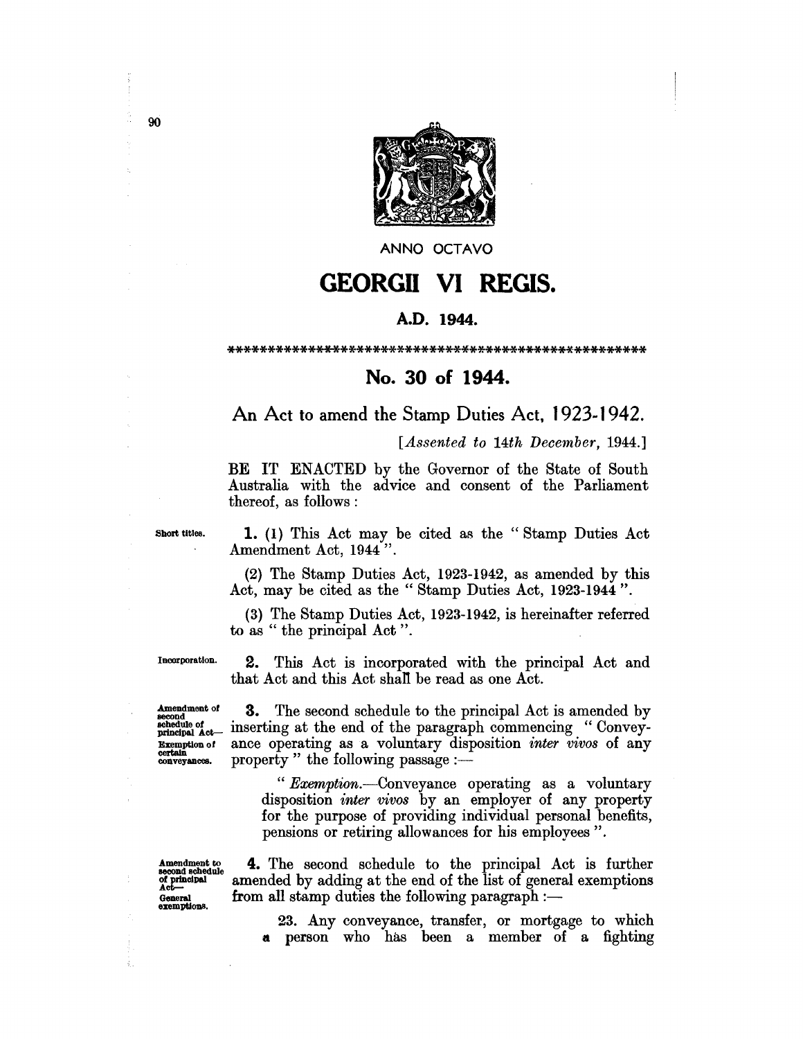ANNO OCTAVO

# GEORGII VI REGIS.

**A.D. 1944.**

\*\*\*\*\*\*\*\*\*\*\*\*\*\*\*\*\*\*\*\*\*\*\*\*\*\*\*\*\*\*\*\*\*\*\*\*\*\*\*\*\*\*\*\*\*\*\*\*\*\*\*\*\*

## No. 30 of 1944.

An Act to amend the Stamp Duties Act, 1923-1942.

[*Assented to 14th December, 1944.*]

BE IT ENACTED by the Governor of the State of South Australia with the advice and consent of the Parliament thereof, as follows:

Short titles.

**1.** (1) This Act may be cited as the "Stamp Duties Act Amendment Act, 1944".

(2) The Stamp Duties Act, 1923-1942, as amended by this Act, may be cited as the "Stamp Duties Act, 1923-1944".

(3) The Stamp Duties Act, 1923-1942, is hereinafter referred to as "the principal Act".

Incorporation.

**2.** This Act is incorporated with the principal Act and that Act and this Act shall be read as one Act.

Amendment of second schedule of principal Act—Exemption of certain conveyances.

**3.** The second schedule to the principal Act is amended by inserting at the end of the paragraph commencing "Conveyance operating as a voluntary disposition *inter vivos* of any property" the following passage:—

"*Exemption.*—Conveyance operating as a voluntary disposition *inter vivos* by an employer of any property for the purpose of providing individual personal benefits, pensions or retiring allowances for his employees".

Amendment to second schedule of principal Act—General exemptions.

**4.** The second schedule to the principal Act is further amended by adding at the end of the list of general exemptions from all stamp duties the following paragraph:—

23. Any conveyance, transfer, or mortgage to which a person who has been a member of a fighting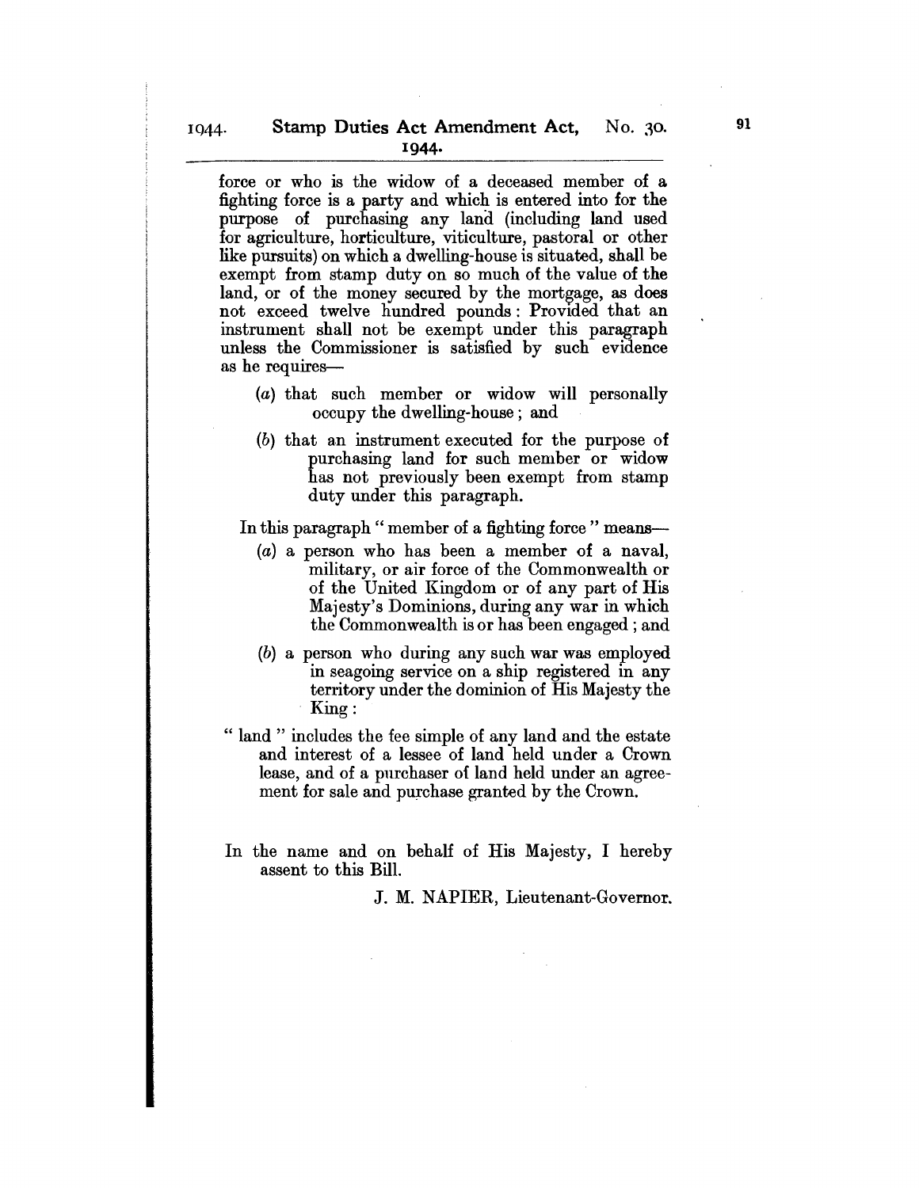force or who is the widow of a deceased member of a fighting force is a party and which is entered into for the purpose of purchasing any land (including land used for agriculture, horticulture, viticulture, pastoral or other like pursuits) on which a dwelling-house is situated, shall be exempt from stamp duty on so much of the value of the land, or of the money secured by the mortgage, as does not exceed twelve hundred pounds: Provided that an instrument shall not be exempt under this paragraph unless the Commissioner is satisfied by such evidence as he requires—

(*a*) that such member or widow will personally occupy the dwelling-house; and

(*b*) that an instrument executed for the purpose of purchasing land for such member or widow has not previously been exempt from stamp duty under this paragraph.

In this paragraph " member of a fighting force " means—

(*a*) a person who has been a member of a naval, military, or air force of the Commonwealth or of the United Kingdom or of any part of His Majesty's Dominions, during any war in which the Commonwealth is or has been engaged; and

(*b*) a person who during any such war was employed in seagoing service on a ship registered in any territory under the dominion of His Majesty the King:

" land " includes the fee simple of any land and the estate and interest of a lessee of land held under a Crown lease, and of a purchaser of land held under an agreement for sale and purchase granted by the Crown.

In the name and on behalf of His Majesty, I hereby assent to this Bill.

J. M. NAPIER, Lieutenant-Governor.